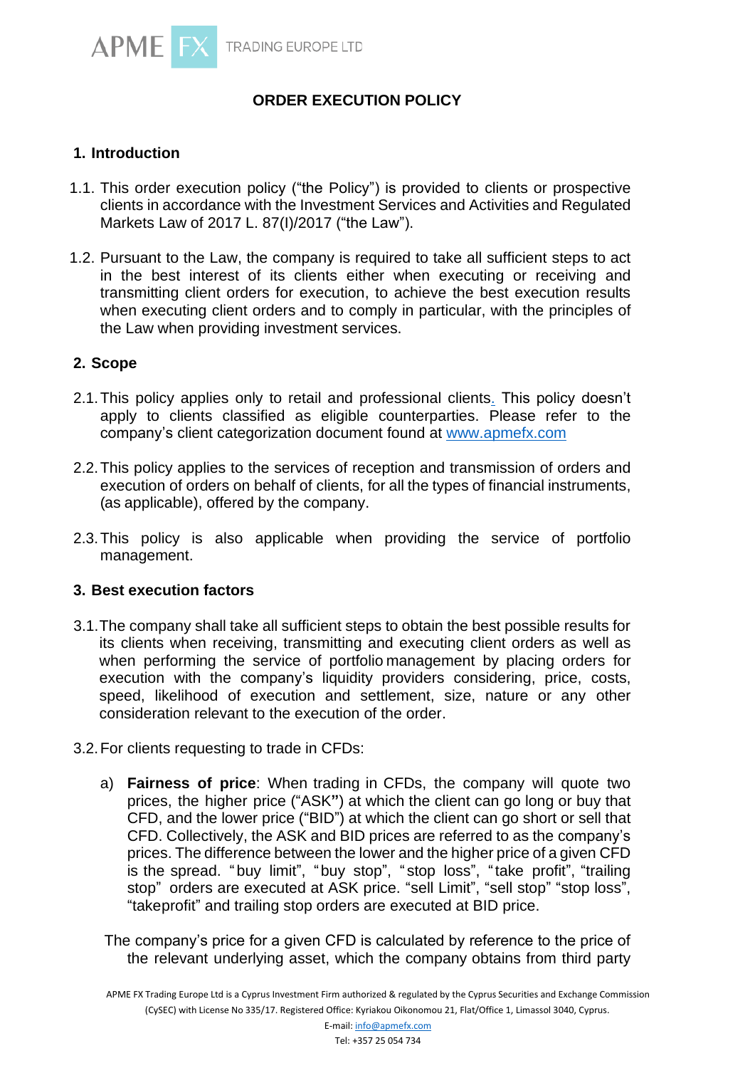# ORDER EXECUTION POLICY

## 1. Introduction

1.1. This order execution policy ("the Policy") is provided to clients or prospective clients in accordance with the Investment Services and Activities and Regulated Markets Law of 2017 L. 87(I)/2017 ("the Law").

1.2. Pursuant to the Law, the company is required to take all sufficient steps to act in the best interest of its clients either when executing or receiving and transmitting client orders for execution, to achieve the best execution results when executing client orders and to comply in particular, with the principles of the Law when providing investment services.

## 2. Scope

2.1. This policy applies only to retail and professional clients. This policy doesn't apply to clients classified as eligible counterparties. Please refer to the company's client categorization document found at www.apmefx.com

2.2. This policy applies to the services of reception and transmission of orders and execution of orders on behalf of clients, for all the types of financial instruments, (as applicable), offered by the company.

2.3. This policy is also applicable when providing the service of portfolio management.

## 3. Best execution factors

3.1. The company shall take all sufficient steps to obtain the best possible results for its clients when receiving, transmitting and executing client orders as well as when performing the service of portfolio management by placing orders for execution with the company's liquidity providers considering, price, costs, speed, likelihood of execution and settlement, size, nature or any other consideration relevant to the execution of the order.

3.2. For clients requesting to trade in CFDs:

a) **Fairness of price**: When trading in CFDs, the company will quote two prices, the higher price ("ASK") at which the client can go long or buy that CFD, and the lower price ("BID") at which the client can go short or sell that CFD. Collectively, the ASK and BID prices are referred to as the company's prices. The difference between the lower and the higher price of a given CFD is the spread. "buy limit", "buy stop", "stop loss", "take profit", "trailing stop" orders are executed at ASK price. "sell Limit", "sell stop" "stop loss", "takeprofit" and trailing stop orders are executed at BID price.

The company's price for a given CFD is calculated by reference to the price of the relevant underlying asset, which the company obtains from third party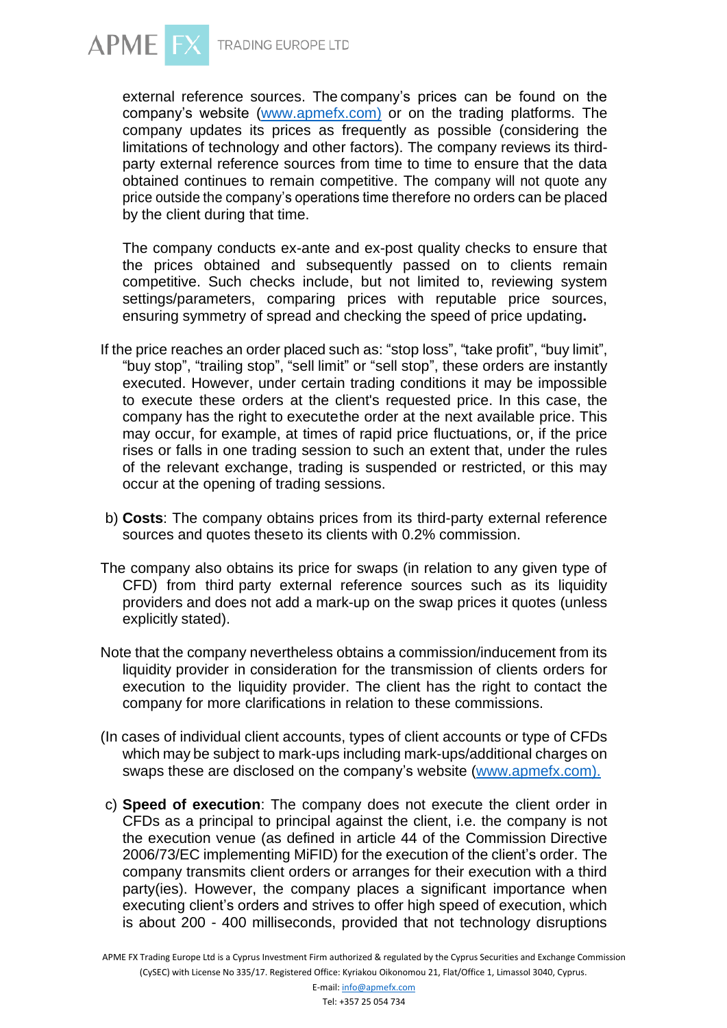external reference sources. The company's prices can be found on the company's website (www.apmefx.com) or on the trading platforms. The company updates its prices as frequently as possible (considering the limitations of technology and other factors). The company reviews its third-party external reference sources from time to time to ensure that the data obtained continues to remain competitive. The company will not quote any price outside the company's operations time therefore no orders can be placed by the client during that time.

The company conducts ex-ante and ex-post quality checks to ensure that the prices obtained and subsequently passed on to clients remain competitive. Such checks include, but not limited to, reviewing system settings/parameters, comparing prices with reputable price sources, ensuring symmetry of spread and checking the speed of price updating**.**

If the price reaches an order placed such as: "stop loss", "take profit", "buy limit", "buy stop", "trailing stop", "sell limit" or "sell stop", these orders are instantly executed. However, under certain trading conditions it may be impossible to execute these orders at the client's requested price. In this case, the company has the right to executethe order at the next available price. This may occur, for example, at times of rapid price fluctuations, or, if the price rises or falls in one trading session to such an extent that, under the rules of the relevant exchange, trading is suspended or restricted, or this may occur at the opening of trading sessions.

b) **Costs**: The company obtains prices from its third-party external reference sources and quotes theseto its clients with 0.2% commission.

The company also obtains its price for swaps (in relation to any given type of CFD) from third party external reference sources such as its liquidity providers and does not add a mark-up on the swap prices it quotes (unless explicitly stated).

Note that the company nevertheless obtains a commission/inducement from its liquidity provider in consideration for the transmission of clients orders for execution to the liquidity provider. The client has the right to contact the company for more clarifications in relation to these commissions.

(In cases of individual client accounts, types of client accounts or type of CFDs which may be subject to mark-ups including mark-ups/additional charges on swaps these are disclosed on the company's website (www.apmefx.com).

c) **Speed of execution**: The company does not execute the client order in CFDs as a principal to principal against the client, i.e. the company is not the execution venue (as defined in article 44 of the Commission Directive 2006/73/EC implementing MiFID) for the execution of the client's order. The company transmits client orders or arranges for their execution with a third party(ies). However, the company places a significant importance when executing client's orders and strives to offer high speed of execution, which is about 200 - 400 milliseconds, provided that not technology disruptions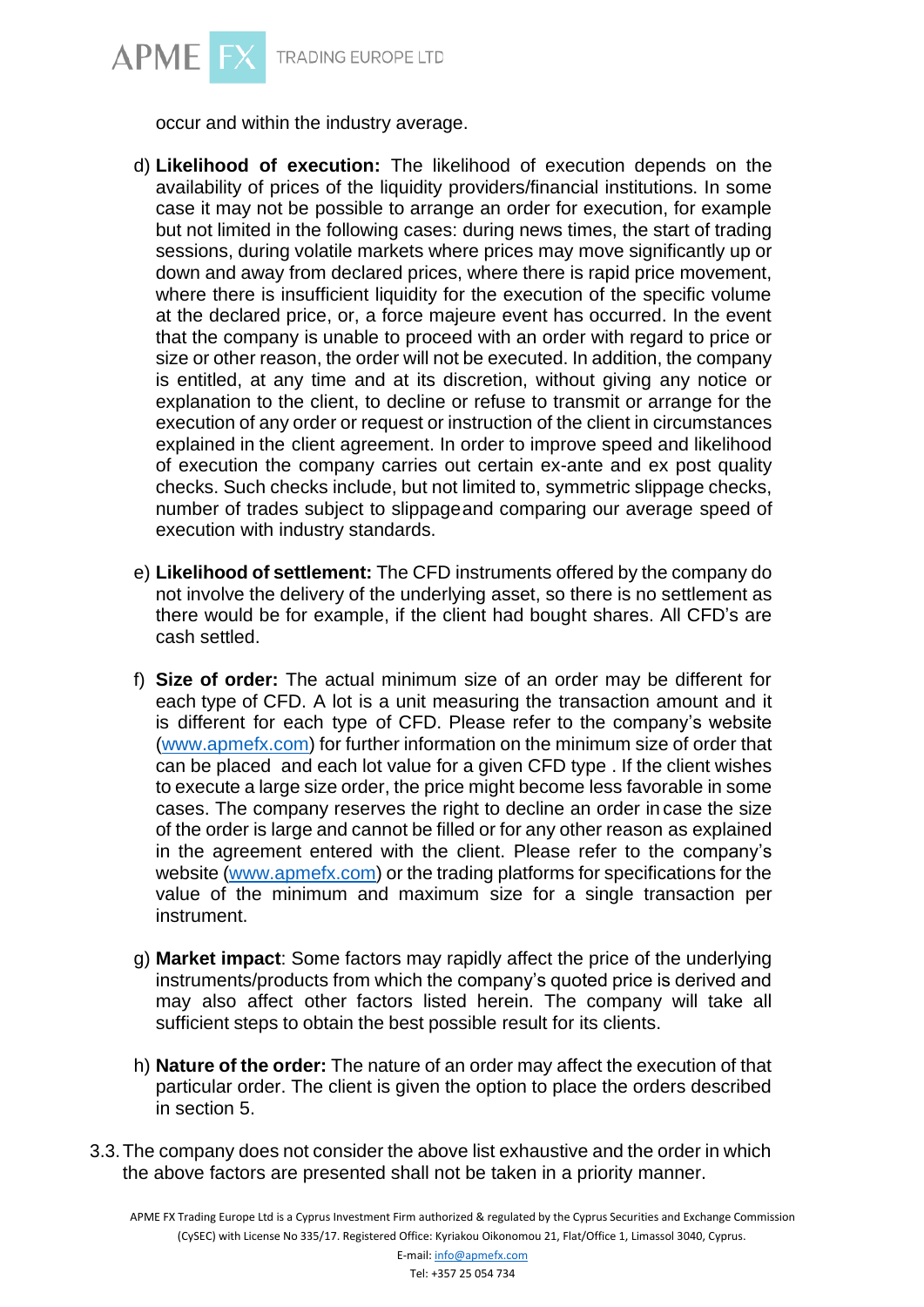occur and within the industry average.

d) **Likelihood of execution:** The likelihood of execution depends on the availability of prices of the liquidity providers/financial institutions. In some case it may not be possible to arrange an order for execution, for example but not limited in the following cases: during news times, the start of trading sessions, during volatile markets where prices may move significantly up or down and away from declared prices, where there is rapid price movement, where there is insufficient liquidity for the execution of the specific volume at the declared price, or, a force majeure event has occurred. In the event that the company is unable to proceed with an order with regard to price or size or other reason, the order will not be executed. In addition, the company is entitled, at any time and at its discretion, without giving any notice or explanation to the client, to decline or refuse to transmit or arrange for the execution of any order or request or instruction of the client in circumstances explained in the client agreement. In order to improve speed and likelihood of execution the company carries out certain ex-ante and ex post quality checks. Such checks include, but not limited to, symmetric slippage checks, number of trades subject to slippageand comparing our average speed of execution with industry standards.

e) **Likelihood of settlement:** The CFD instruments offered by the company do not involve the delivery of the underlying asset, so there is no settlement as there would be for example, if the client had bought shares. All CFD's are cash settled.

f) **Size of order:** The actual minimum size of an order may be different for each type of CFD. A lot is a unit measuring the transaction amount and it is different for each type of CFD. Please refer to the company's website (www.apmefx.com) for further information on the minimum size of order that can be placed and each lot value for a given CFD type . If the client wishes to execute a large size order, the price might become less favorable in some cases. The company reserves the right to decline an order in case the size of the order is large and cannot be filled or for any other reason as explained in the agreement entered with the client. Please refer to the company's website (www.apmefx.com) or the trading platforms for specifications for the value of the minimum and maximum size for a single transaction per instrument.

g) **Market impact**: Some factors may rapidly affect the price of the underlying instruments/products from which the company's quoted price is derived and may also affect other factors listed herein. The company will take all sufficient steps to obtain the best possible result for its clients.

h) **Nature of the order:** The nature of an order may affect the execution of that particular order. The client is given the option to place the orders described in section 5.

3.3. The company does not consider the above list exhaustive and the order in which the above factors are presented shall not be taken in a priority manner.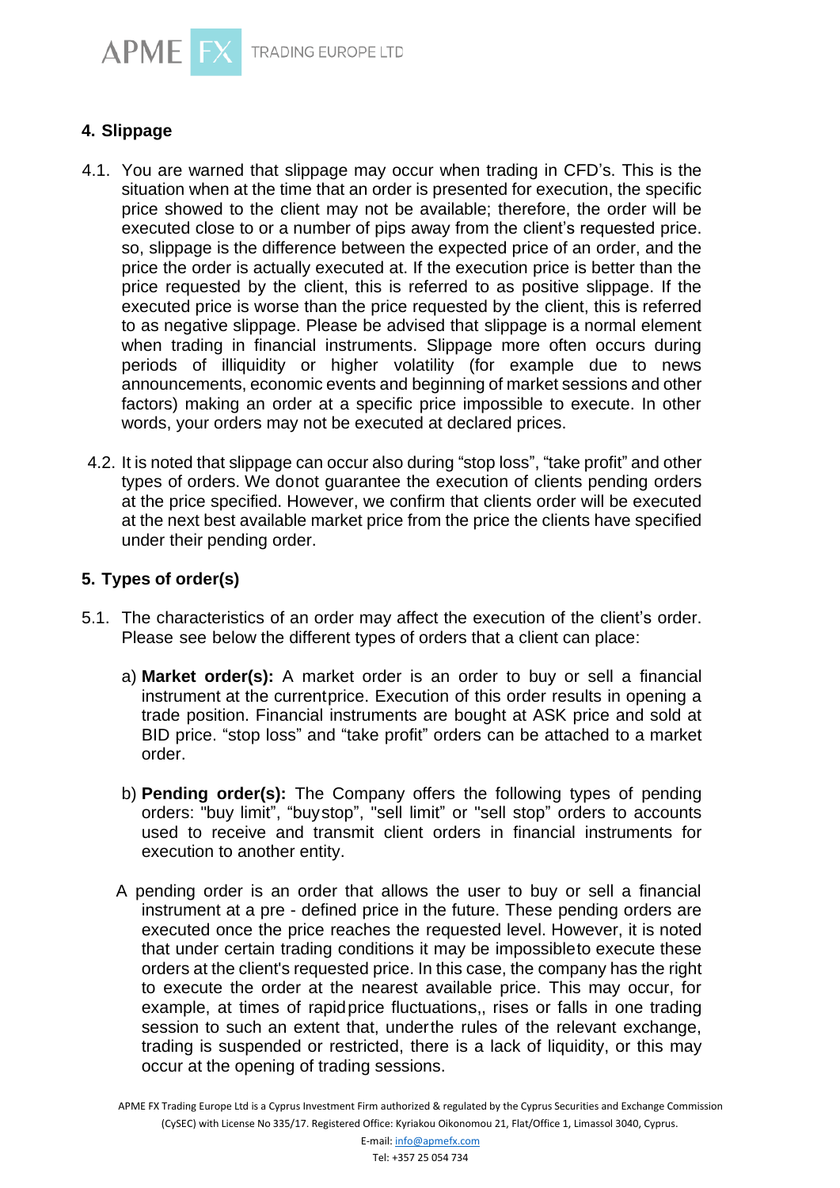## 4. Slippage

4.1. You are warned that slippage may occur when trading in CFD's. This is the situation when at the time that an order is presented for execution, the specific price showed to the client may not be available; therefore, the order will be executed close to or a number of pips away from the client's requested price. so, slippage is the difference between the expected price of an order, and the price the order is actually executed at. If the execution price is better than the price requested by the client, this is referred to as positive slippage. If the executed price is worse than the price requested by the client, this is referred to as negative slippage. Please be advised that slippage is a normal element when trading in financial instruments. Slippage more often occurs during periods of illiquidity or higher volatility (for example due to news announcements, economic events and beginning of market sessions and other factors) making an order at a specific price impossible to execute. In other words, your orders may not be executed at declared prices.

4.2. It is noted that slippage can occur also during "stop loss", "take profit" and other types of orders. We donot guarantee the execution of clients pending orders at the price specified. However, we confirm that clients order will be executed at the next best available market price from the price the clients have specified under their pending order.

## 5. Types of order(s)

5.1. The characteristics of an order may affect the execution of the client's order. Please see below the different types of orders that a client can place:

a) **Market order(s):** A market order is an order to buy or sell a financial instrument at the currentprice. Execution of this order results in opening a trade position. Financial instruments are bought at ASK price and sold at BID price. "stop loss" and "take profit" orders can be attached to a market order.

b) **Pending order(s):** The Company offers the following types of pending orders: "buy limit", "buystop", "sell limit" or "sell stop" orders to accounts used to receive and transmit client orders in financial instruments for execution to another entity.

A pending order is an order that allows the user to buy or sell a financial instrument at a pre - defined price in the future. These pending orders are executed once the price reaches the requested level. However, it is noted that under certain trading conditions it may be impossibleto execute these orders at the client's requested price. In this case, the company has the right to execute the order at the nearest available price. This may occur, for example, at times of rapidprice fluctuations,, rises or falls in one trading session to such an extent that, underthe rules of the relevant exchange, trading is suspended or restricted, there is a lack of liquidity, or this may occur at the opening of trading sessions.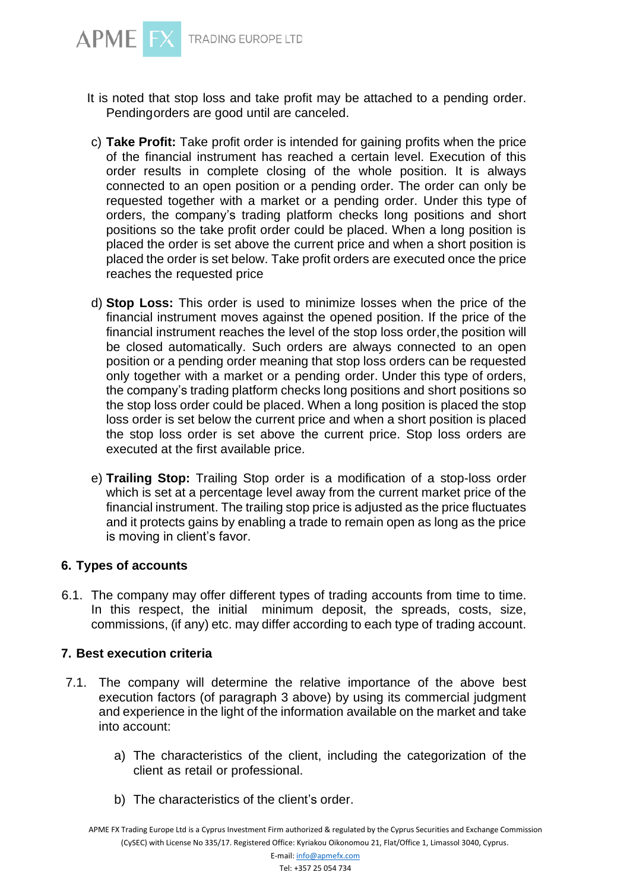It is noted that stop loss and take profit may be attached to a pending order. Pendingorders are good until are canceled.

c) **Take Profit:** Take profit order is intended for gaining profits when the price of the financial instrument has reached a certain level. Execution of this order results in complete closing of the whole position. It is always connected to an open position or a pending order. The order can only be requested together with a market or a pending order. Under this type of orders, the company's trading platform checks long positions and short positions so the take profit order could be placed. When a long position is placed the order is set above the current price and when a short position is placed the order is set below. Take profit orders are executed once the price reaches the requested price

d) **Stop Loss:** This order is used to minimize losses when the price of the financial instrument moves against the opened position. If the price of the financial instrument reaches the level of the stop loss order,the position will be closed automatically. Such orders are always connected to an open position or a pending order meaning that stop loss orders can be requested only together with a market or a pending order. Under this type of orders, the company's trading platform checks long positions and short positions so the stop loss order could be placed. When a long position is placed the stop loss order is set below the current price and when a short position is placed the stop loss order is set above the current price. Stop loss orders are executed at the first available price.

e) **Trailing Stop:** Trailing Stop order is a modification of a stop-loss order which is set at a percentage level away from the current market price of the financial instrument. The trailing stop price is adjusted as the price fluctuates and it protects gains by enabling a trade to remain open as long as the price is moving in client's favor.

## 6. Types of accounts

6.1. The company may offer different types of trading accounts from time to time. In this respect, the initial minimum deposit, the spreads, costs, size, commissions, (if any) etc. may differ according to each type of trading account.

## 7. Best execution criteria

7.1. The company will determine the relative importance of the above best execution factors (of paragraph 3 above) by using its commercial judgment and experience in the light of the information available on the market and take into account:

a) The characteristics of the client, including the categorization of the client as retail or professional.

b) The characteristics of the client's order.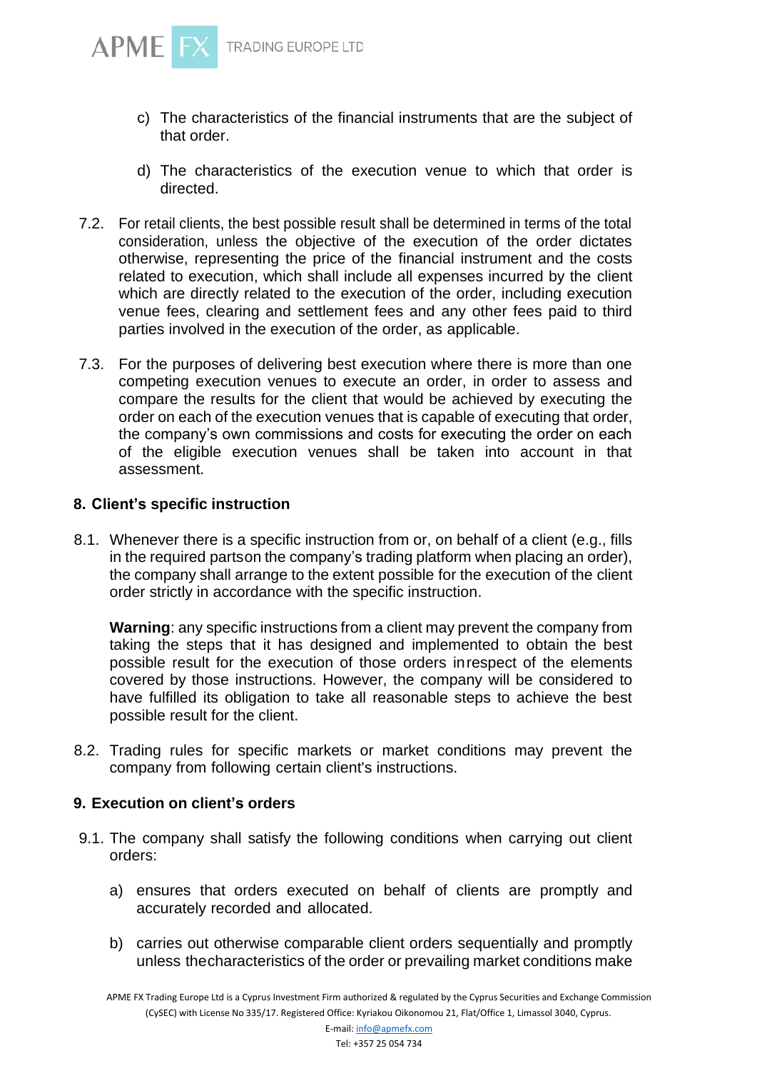c) The characteristics of the financial instruments that are the subject of that order.

d) The characteristics of the execution venue to which that order is directed.

7.2. For retail clients, the best possible result shall be determined in terms of the total consideration, unless the objective of the execution of the order dictates otherwise, representing the price of the financial instrument and the costs related to execution, which shall include all expenses incurred by the client which are directly related to the execution of the order, including execution venue fees, clearing and settlement fees and any other fees paid to third parties involved in the execution of the order, as applicable.

7.3. For the purposes of delivering best execution where there is more than one competing execution venues to execute an order, in order to assess and compare the results for the client that would be achieved by executing the order on each of the execution venues that is capable of executing that order, the company's own commissions and costs for executing the order on each of the eligible execution venues shall be taken into account in that assessment.

## 8. Client's specific instruction

8.1. Whenever there is a specific instruction from or, on behalf of a client (e.g., fills in the required partson the company's trading platform when placing an order), the company shall arrange to the extent possible for the execution of the client order strictly in accordance with the specific instruction.

**Warning**: any specific instructions from a client may prevent the company from taking the steps that it has designed and implemented to obtain the best possible result for the execution of those orders inrespect of the elements covered by those instructions. However, the company will be considered to have fulfilled its obligation to take all reasonable steps to achieve the best possible result for the client.

8.2. Trading rules for specific markets or market conditions may prevent the company from following certain client's instructions.

## 9. Execution on client's orders

9.1. The company shall satisfy the following conditions when carrying out client orders:

a) ensures that orders executed on behalf of clients are promptly and accurately recorded and allocated.

b) carries out otherwise comparable client orders sequentially and promptly unless thecharacteristics of the order or prevailing market conditions make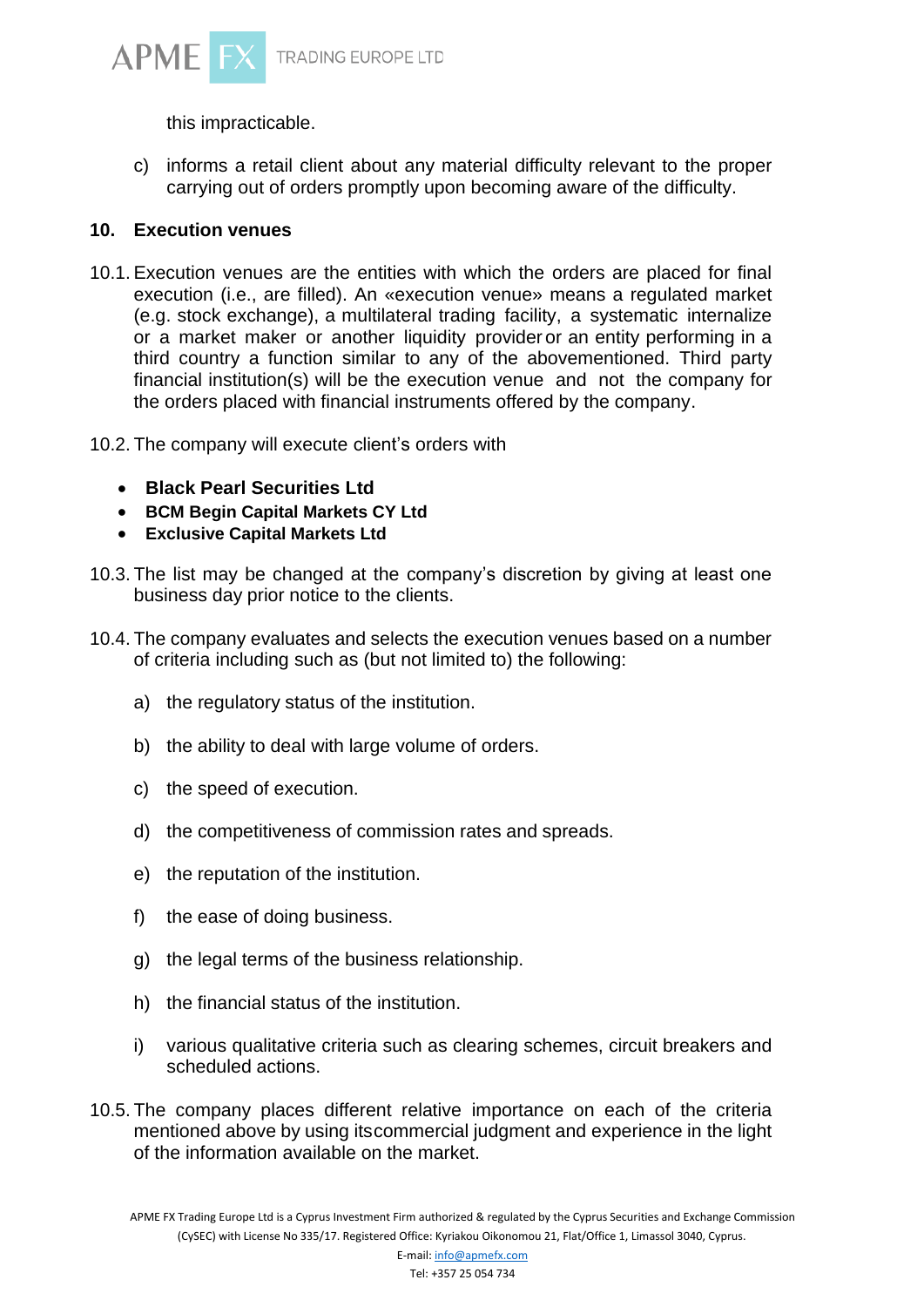this impracticable.

c) informs a retail client about any material difficulty relevant to the proper carrying out of orders promptly upon becoming aware of the difficulty.

## 10. Execution venues

10.1. Execution venues are the entities with which the orders are placed for final execution (i.e., are filled). An «execution venue» means a regulated market (e.g. stock exchange), a multilateral trading facility, a systematic internalize or a market maker or another liquidity provider or an entity performing in a third country a function similar to any of the abovementioned. Third party financial institution(s) will be the execution venue and not the company for the orders placed with financial instruments offered by the company.

10.2. The company will execute client's orders with

- **Black Pearl Securities Ltd**
- **BCM Begin Capital Markets CY Ltd**
- **Exclusive Capital Markets Ltd**

10.3. The list may be changed at the company's discretion by giving at least one business day prior notice to the clients.

10.4. The company evaluates and selects the execution venues based on a number of criteria including such as (but not limited to) the following:

a) the regulatory status of the institution.

b) the ability to deal with large volume of orders.

c) the speed of execution.

d) the competitiveness of commission rates and spreads.

e) the reputation of the institution.

f) the ease of doing business.

g) the legal terms of the business relationship.

h) the financial status of the institution.

i) various qualitative criteria such as clearing schemes, circuit breakers and scheduled actions.

10.5. The company places different relative importance on each of the criteria mentioned above by using itscommercial judgment and experience in the light of the information available on the market.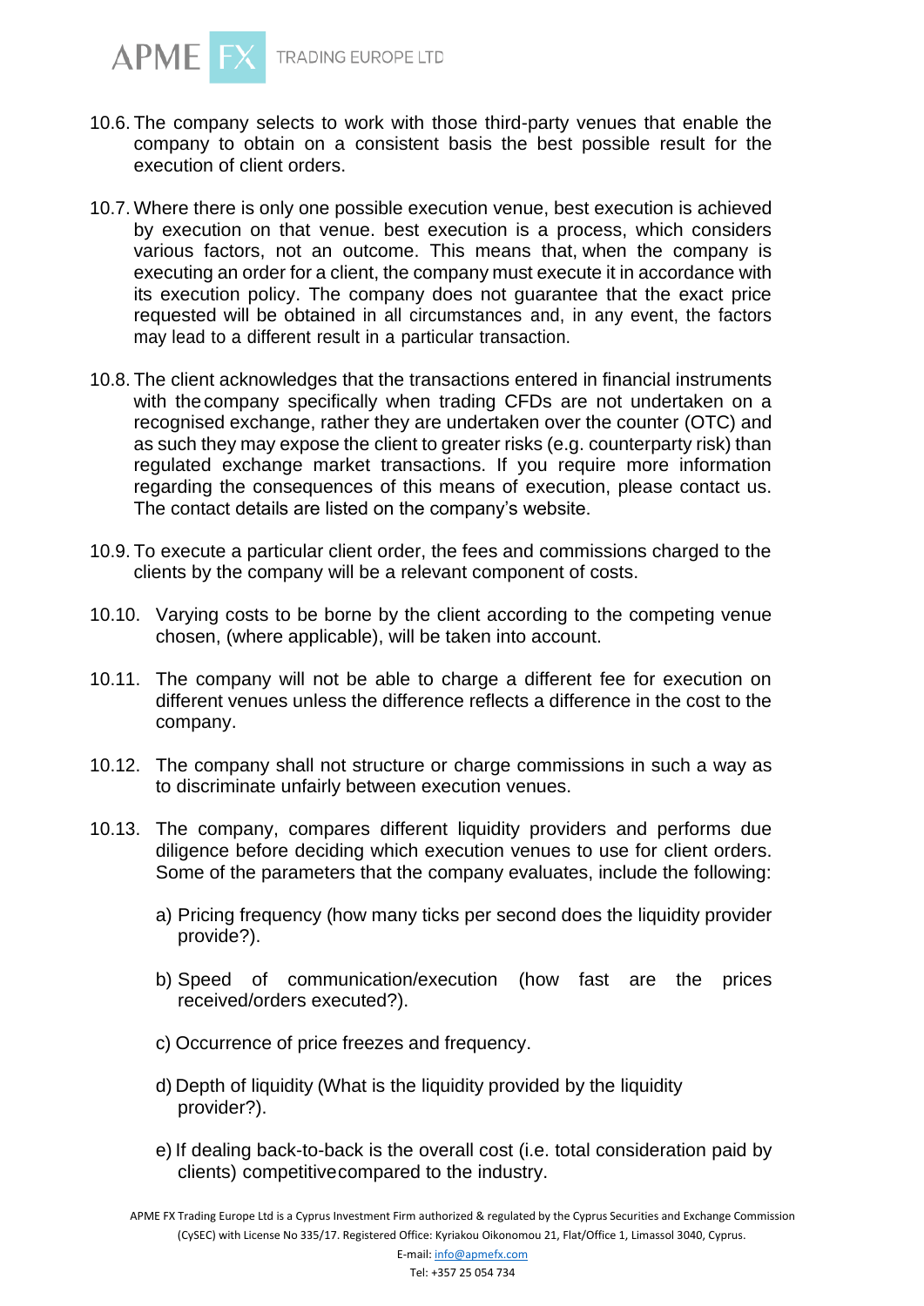10.6. The company selects to work with those third-party venues that enable the company to obtain on a consistent basis the best possible result for the execution of client orders.

10.7. Where there is only one possible execution venue, best execution is achieved by execution on that venue. best execution is a process, which considers various factors, not an outcome. This means that, when the company is executing an order for a client, the company must execute it in accordance with its execution policy. The company does not guarantee that the exact price requested will be obtained in all circumstances and, in any event, the factors may lead to a different result in a particular transaction.

10.8. The client acknowledges that the transactions entered in financial instruments with the company specifically when trading CFDs are not undertaken on a recognised exchange, rather they are undertaken over the counter (OTC) and as such they may expose the client to greater risks (e.g. counterparty risk) than regulated exchange market transactions. If you require more information regarding the consequences of this means of execution, please contact us. The contact details are listed on the company's website.

10.9. To execute a particular client order, the fees and commissions charged to the clients by the company will be a relevant component of costs.

10.10. Varying costs to be borne by the client according to the competing venue chosen, (where applicable), will be taken into account.

10.11. The company will not be able to charge a different fee for execution on different venues unless the difference reflects a difference in the cost to the company.

10.12. The company shall not structure or charge commissions in such a way as to discriminate unfairly between execution venues.

10.13. The company, compares different liquidity providers and performs due diligence before deciding which execution venues to use for client orders. Some of the parameters that the company evaluates, include the following:

a) Pricing frequency (how many ticks per second does the liquidity provider provide?).

b) Speed of communication/execution (how fast are the prices received/orders executed?).

c) Occurrence of price freezes and frequency.

d) Depth of liquidity (What is the liquidity provided by the liquidity provider?).

e) If dealing back-to-back is the overall cost (i.e. total consideration paid by clients) competitive compared to the industry.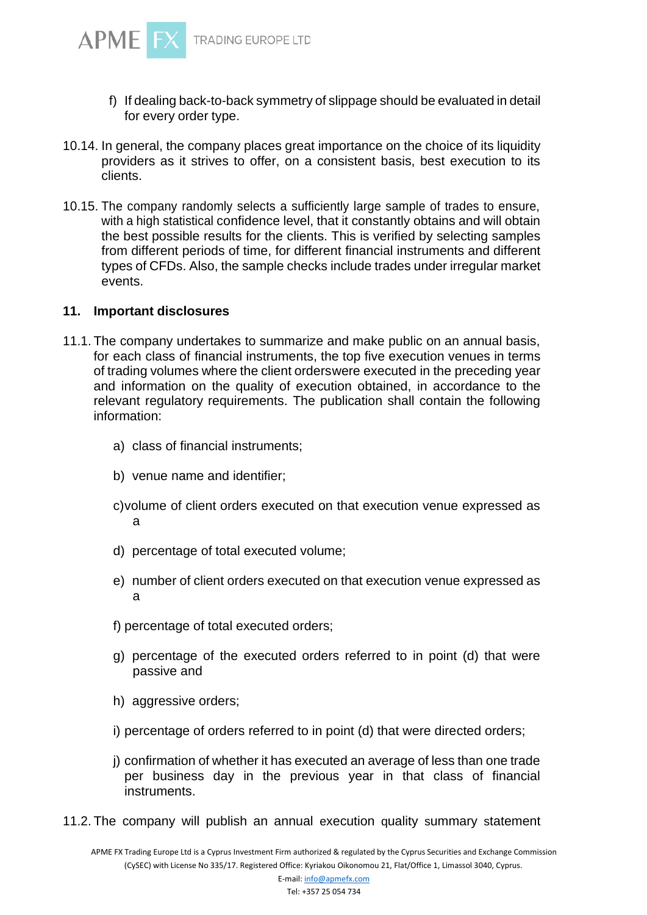f) If dealing back-to-back symmetry of slippage should be evaluated in detail for every order type.

10.14. In general, the company places great importance on the choice of its liquidity providers as it strives to offer, on a consistent basis, best execution to its clients.

10.15. The company randomly selects a sufficiently large sample of trades to ensure, with a high statistical confidence level, that it constantly obtains and will obtain the best possible results for the clients. This is verified by selecting samples from different periods of time, for different financial instruments and different types of CFDs. Also, the sample checks include trades under irregular market events.

## 11. Important disclosures

11.1. The company undertakes to summarize and make public on an annual basis, for each class of financial instruments, the top five execution venues in terms of trading volumes where the client orderswere executed in the preceding year and information on the quality of execution obtained, in accordance to the relevant regulatory requirements. The publication shall contain the following information:

a) class of financial instruments;

b) venue name and identifier;

c)volume of client orders executed on that execution venue expressed as a

d) percentage of total executed volume;

e) number of client orders executed on that execution venue expressed as a

f) percentage of total executed orders;

g) percentage of the executed orders referred to in point (d) that were passive and

h) aggressive orders;

i) percentage of orders referred to in point (d) that were directed orders;

j) confirmation of whether it has executed an average of less than one trade per business day in the previous year in that class of financial instruments.

11.2. The company will publish an annual execution quality summary statement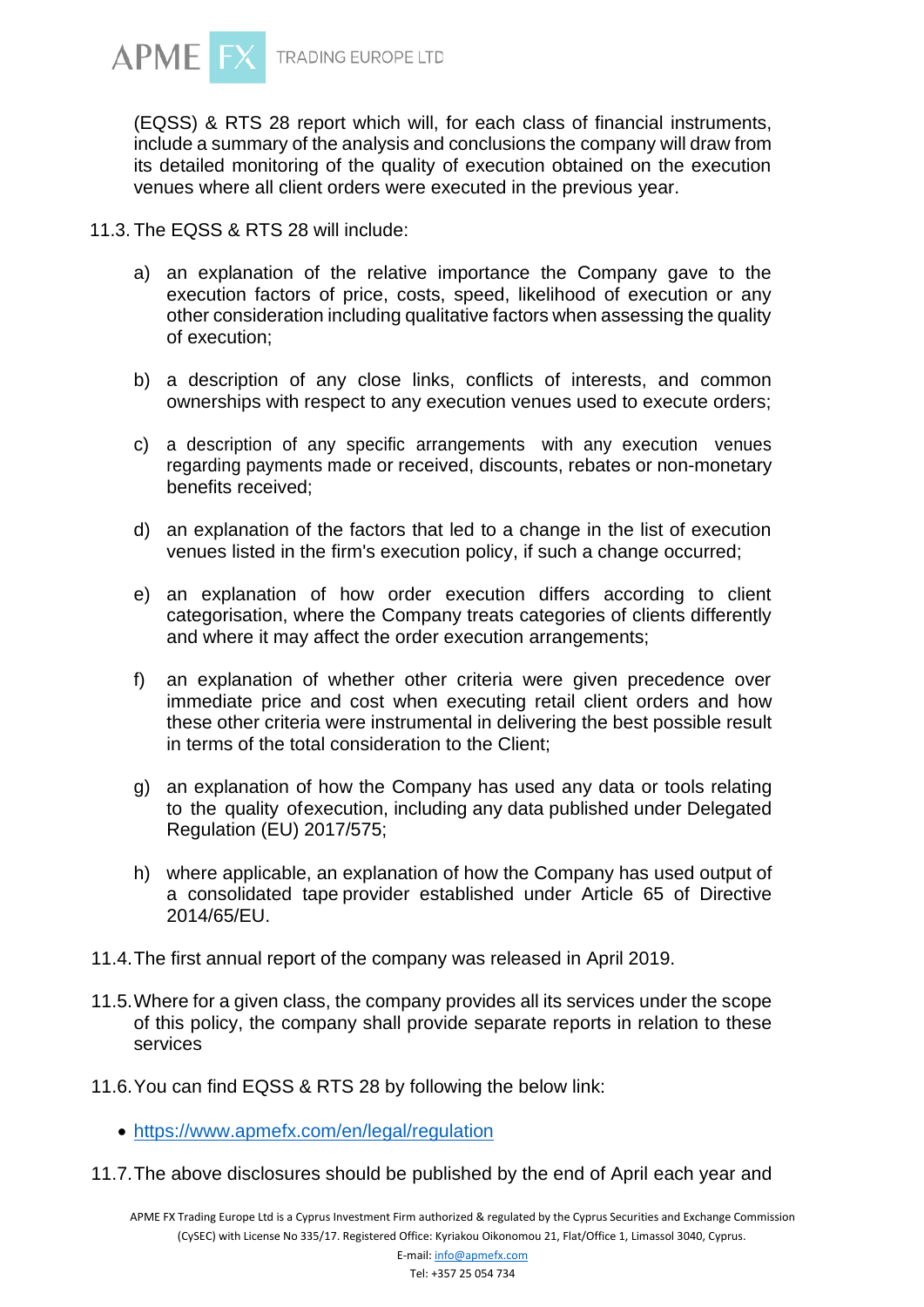(EQSS) & RTS 28 report which will, for each class of financial instruments, include a summary of the analysis and conclusions the company will draw from its detailed monitoring of the quality of execution obtained on the execution venues where all client orders were executed in the previous year.

11.3. The EQSS & RTS 28 will include:

a) an explanation of the relative importance the Company gave to the execution factors of price, costs, speed, likelihood of execution or any other consideration including qualitative factors when assessing the quality of execution;

b) a description of any close links, conflicts of interests, and common ownerships with respect to any execution venues used to execute orders;

c) a description of any specific arrangements with any execution venues regarding payments made or received, discounts, rebates or non-monetary benefits received;

d) an explanation of the factors that led to a change in the list of execution venues listed in the firm's execution policy, if such a change occurred;

e) an explanation of how order execution differs according to client categorisation, where the Company treats categories of clients differently and where it may affect the order execution arrangements;

f) an explanation of whether other criteria were given precedence over immediate price and cost when executing retail client orders and how these other criteria were instrumental in delivering the best possible result in terms of the total consideration to the Client;

g) an explanation of how the Company has used any data or tools relating to the quality ofexecution, including any data published under Delegated Regulation (EU) 2017/575;

h) where applicable, an explanation of how the Company has used output of a consolidated tape provider established under Article 65 of Directive 2014/65/EU.

11.4. The first annual report of the company was released in April 2019.

11.5. Where for a given class, the company provides all its services under the scope of this policy, the company shall provide separate reports in relation to these services

11.6. You can find EQSS & RTS 28 by following the below link:

- https://www.apmefx.com/en/legal/regulation

11.7. The above disclosures should be published by the end of April each year and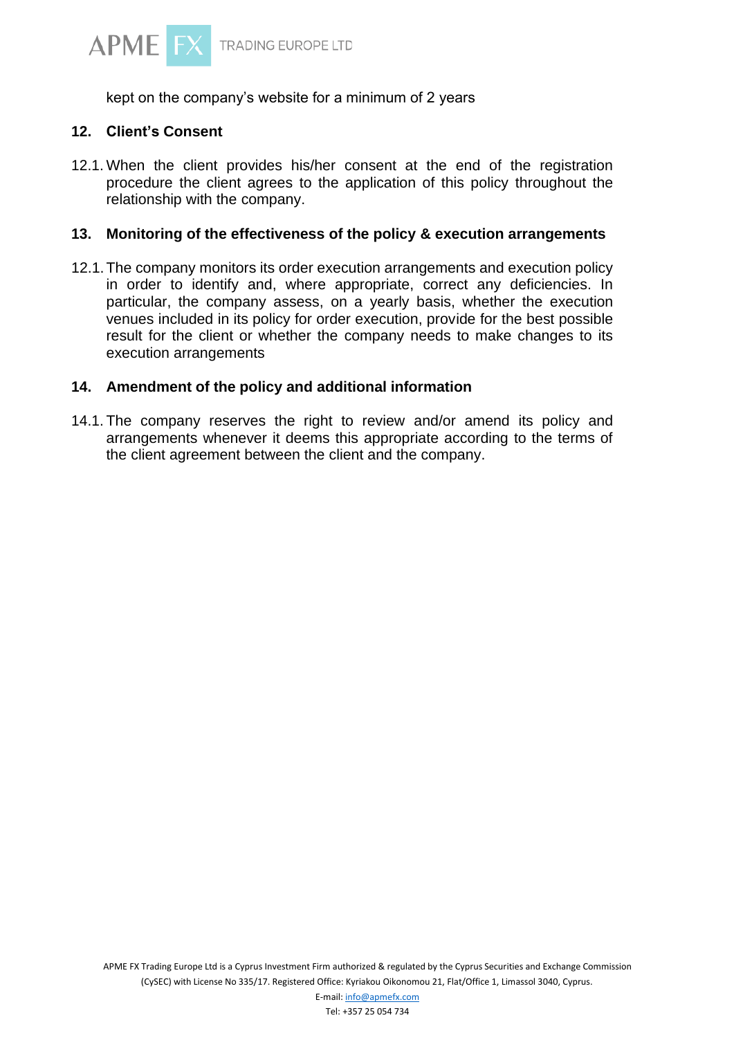kept on the company's website for a minimum of 2 years

## 12. Client's Consent

12.1. When the client provides his/her consent at the end of the registration procedure the client agrees to the application of this policy throughout the relationship with the company.

## 13. Monitoring of the effectiveness of the policy & execution arrangements

12.1. The company monitors its order execution arrangements and execution policy in order to identify and, where appropriate, correct any deficiencies. In particular, the company assess, on a yearly basis, whether the execution venues included in its policy for order execution, provide for the best possible result for the client or whether the company needs to make changes to its execution arrangements

## 14. Amendment of the policy and additional information

14.1. The company reserves the right to review and/or amend its policy and arrangements whenever it deems this appropriate according to the terms of the client agreement between the client and the company.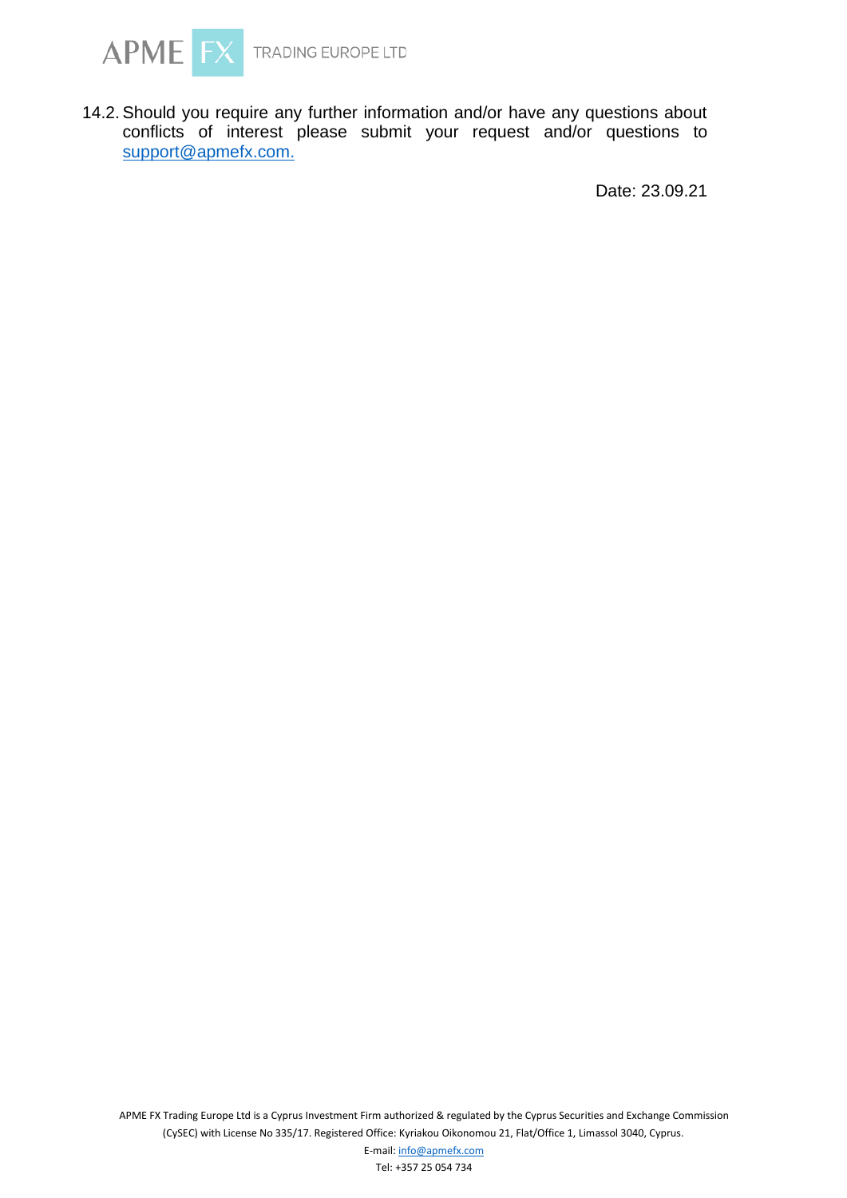14.2. Should you require any further information and/or have any questions about conflicts of interest please submit your request and/or questions to support@apmefx.com.

Date: 23.09.21